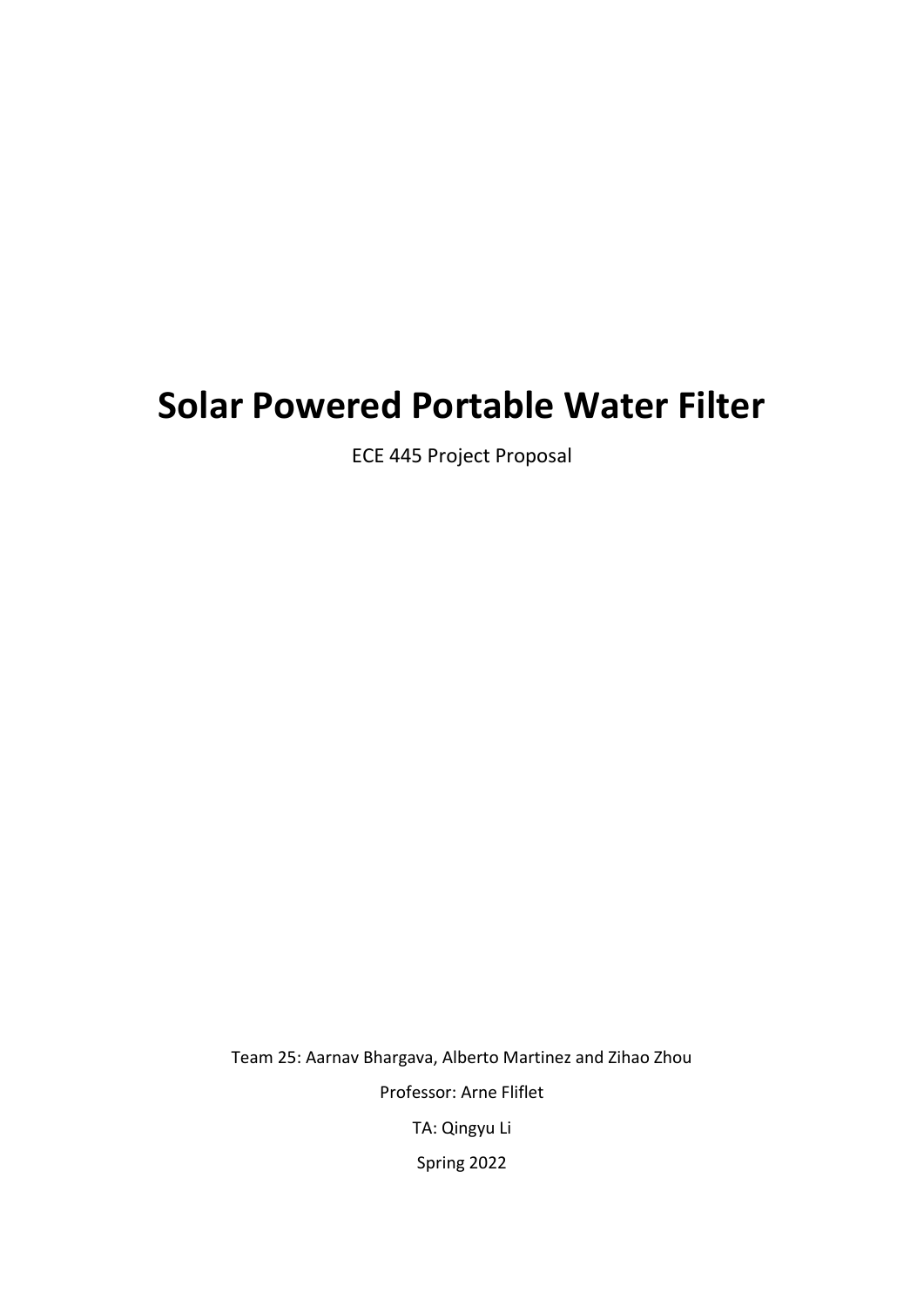# Solar Powered Portable Water Filter

ECE 445 Project Proposal

Team 25: Aarnav Bhargava, Alberto Martinez and Zihao Zhou

Professor: Arne Fliflet

TA: Qingyu Li

Spring 2022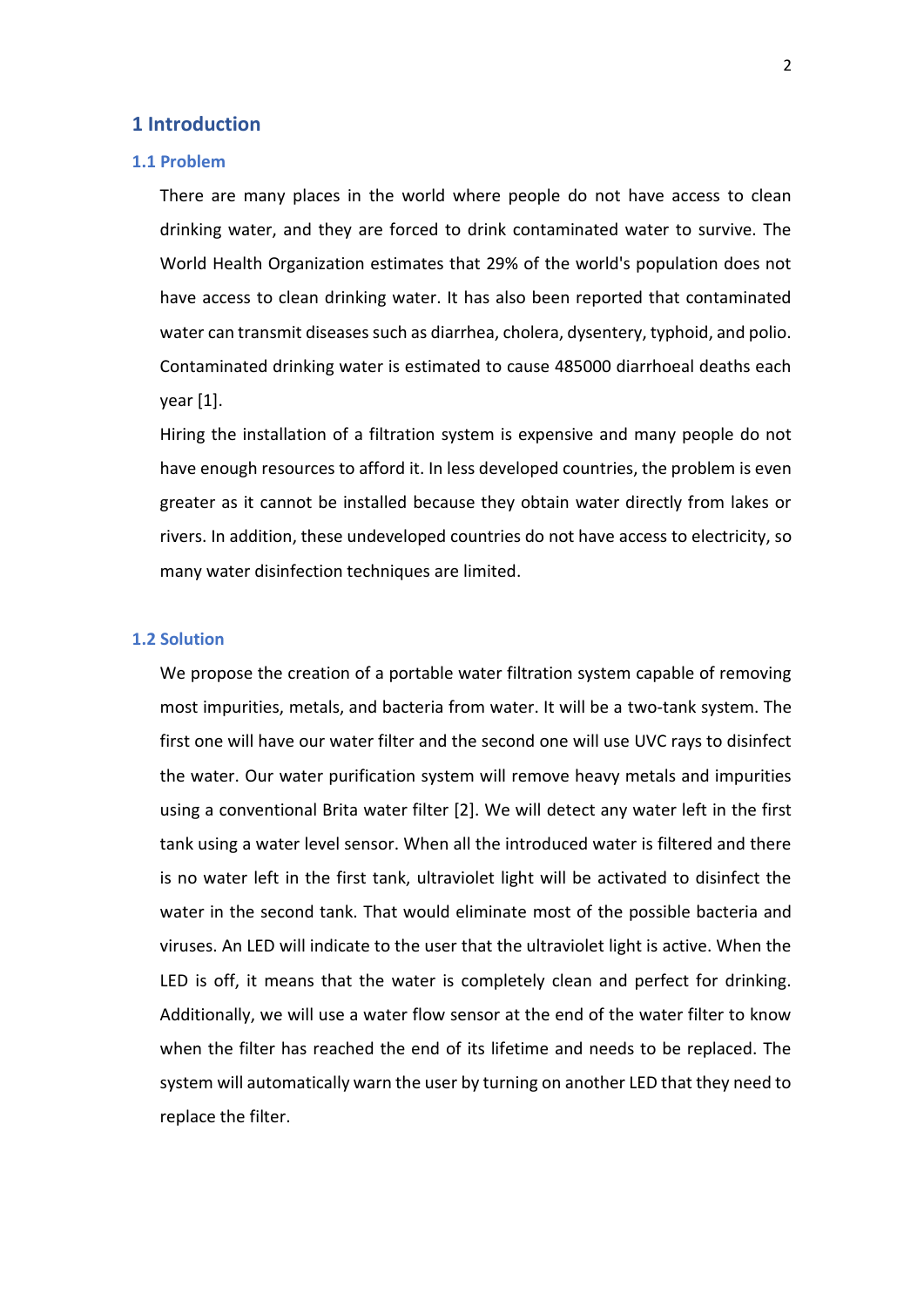# 1 Introduction

## 1.1 Problem

There are many places in the world where people do not have access to clean drinking water, and they are forced to drink contaminated water to survive. The World Health Organization estimates that 29% of the world's population does not have access to clean drinking water. It has also been reported that contaminated water can transmit diseases such as diarrhea, cholera, dysentery, typhoid, and polio. Contaminated drinking water is estimated to cause 485000 diarrhoeal deaths each year [1].

Hiring the installation of a filtration system is expensive and many people do not have enough resources to afford it. In less developed countries, the problem is even greater as it cannot be installed because they obtain water directly from lakes or rivers. In addition, these undeveloped countries do not have access to electricity, so many water disinfection techniques are limited.

## 1.2 Solution

We propose the creation of a portable water filtration system capable of removing most impurities, metals, and bacteria from water. It will be a two-tank system. The first one will have our water filter and the second one will use UVC rays to disinfect the water. Our water purification system will remove heavy metals and impurities using a conventional Brita water filter [2]. We will detect any water left in the first tank using a water level sensor. When all the introduced water is filtered and there is no water left in the first tank, ultraviolet light will be activated to disinfect the water in the second tank. That would eliminate most of the possible bacteria and viruses. An LED will indicate to the user that the ultraviolet light is active. When the LED is off, it means that the water is completely clean and perfect for drinking. Additionally, we will use a water flow sensor at the end of the water filter to know when the filter has reached the end of its lifetime and needs to be replaced. The system will automatically warn the user by turning on another LED that they need to replace the filter.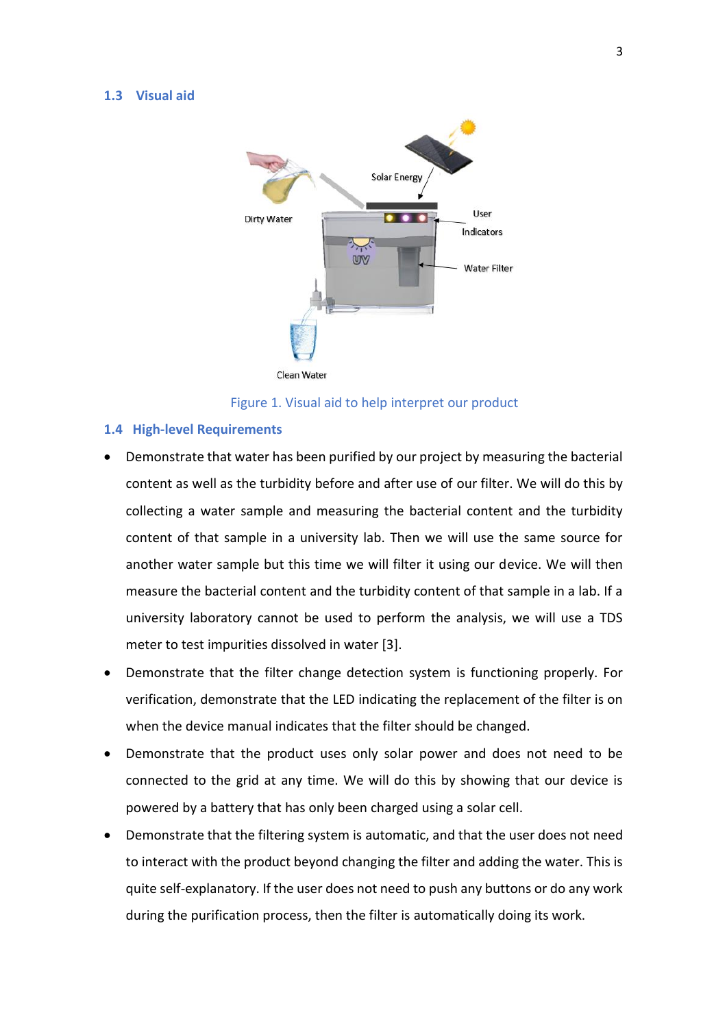## 1.3 Visual aid

Solar Energy

User Indicators

Dirty Water

Water Filter

UV

Clean Water

Figure 1. Visual aid to help interpret our product

## 1.4 High-level Requirements

- Demonstrate that water has been purified by our project by measuring the bacterial content as well as the turbidity before and after use of our filter. We will do this by collecting a water sample and measuring the bacterial content and the turbidity content of that sample in a university lab. Then we will use the same source for another water sample but this time we will filter it using our device. We will then measure the bacterial content and the turbidity content of that sample in a lab. If a university laboratory cannot be used to perform the analysis, we will use a TDS meter to test impurities dissolved in water [3].
- Demonstrate that the filter change detection system is functioning properly. For verification, demonstrate that the LED indicating the replacement of the filter is on when the device manual indicates that the filter should be changed.
- Demonstrate that the product uses only solar power and does not need to be connected to the grid at any time. We will do this by showing that our device is powered by a battery that has only been charged using a solar cell.
- Demonstrate that the filtering system is automatic, and that the user does not need to interact with the product beyond changing the filter and adding the water. This is quite self-explanatory. If the user does not need to push any buttons or do any work during the purification process, then the filter is automatically doing its work.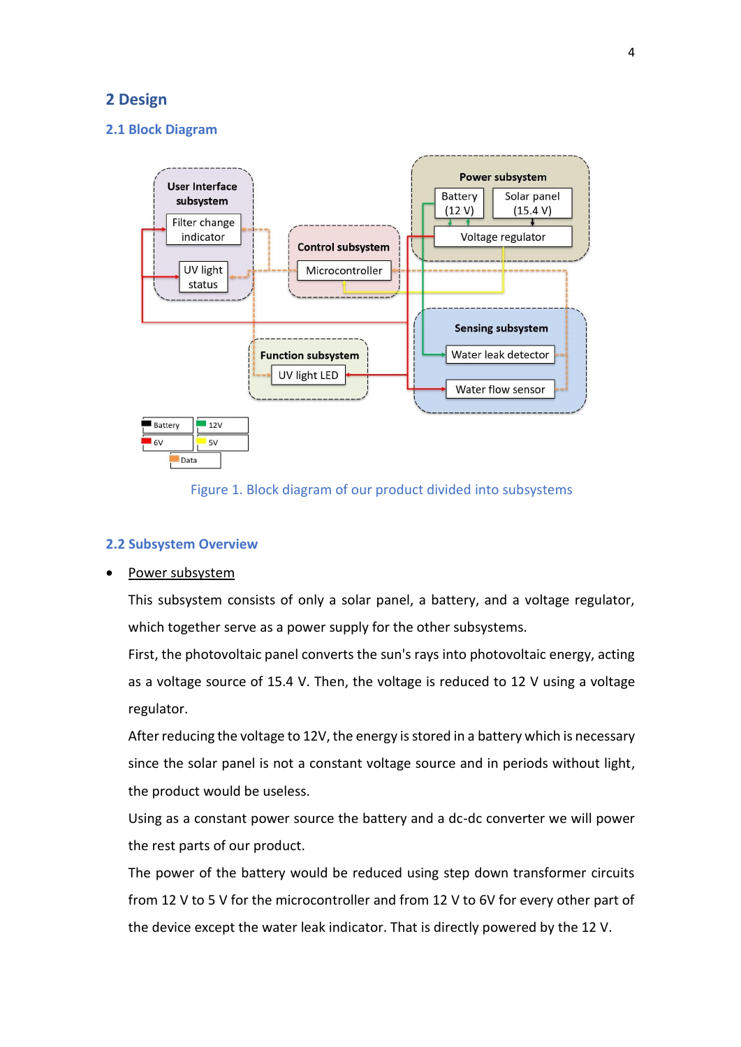## 2 Design

### 2.1 Block Diagram

User Interface subsystem

Filter change indicator

UV light status

Control subsystem

Microcontroller

Power subsystem

Battery (12 V)

Solar panel (15.4 V)

Voltage regulator

Sensing subsystem

Water leak detector

Water flow sensor

Function subsystem

UV light LED

Battery

12V

6V

5V

Data

Figure 1. Block diagram of our product divided into subsystems

### 2.2 Subsystem Overview

- Power subsystem

  This subsystem consists of only a solar panel, a battery, and a voltage regulator, which together serve as a power supply for the other subsystems.

  First, the photovoltaic panel converts the sun's rays into photovoltaic energy, acting as a voltage source of 15.4 V. Then, the voltage is reduced to 12 V using a voltage regulator.

  After reducing the voltage to 12V, the energy is stored in a battery which is necessary since the solar panel is not a constant voltage source and in periods without light, the product would be useless.

  Using as a constant power source the battery and a dc-dc converter we will power the rest parts of our product.

  The power of the battery would be reduced using step down transformer circuits from 12 V to 5 V for the microcontroller and from 12 V to 6V for every other part of the device except the water leak indicator. That is directly powered by the 12 V.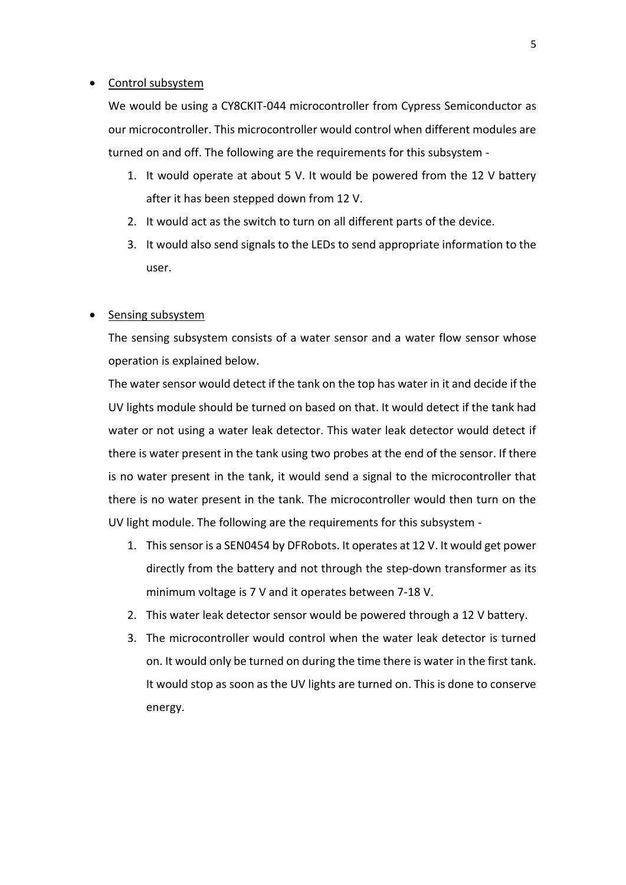- Control subsystem

  We would be using a CY8CKIT-044 microcontroller from Cypress Semiconductor as our microcontroller. This microcontroller would control when different modules are turned on and off. The following are the requirements for this subsystem -

  1. It would operate at about 5 V. It would be powered from the 12 V battery after it has been stepped down from 12 V.
  2. It would act as the switch to turn on all different parts of the device.
  3. It would also send signals to the LEDs to send appropriate information to the user.

- Sensing subsystem

  The sensing subsystem consists of a water sensor and a water flow sensor whose operation is explained below.

  The water sensor would detect if the tank on the top has water in it and decide if the UV lights module should be turned on based on that. It would detect if the tank had water or not using a water leak detector. This water leak detector would detect if there is water present in the tank using two probes at the end of the sensor. If there is no water present in the tank, it would send a signal to the microcontroller that there is no water present in the tank. The microcontroller would then turn on the UV light module. The following are the requirements for this subsystem -

  1. This sensor is a SEN0454 by DFRobots. It operates at 12 V. It would get power directly from the battery and not through the step-down transformer as its minimum voltage is 7 V and it operates between 7-18 V.
  2. This water leak detector sensor would be powered through a 12 V battery.
  3. The microcontroller would control when the water leak detector is turned on. It would only be turned on during the time there is water in the first tank. It would stop as soon as the UV lights are turned on. This is done to conserve energy.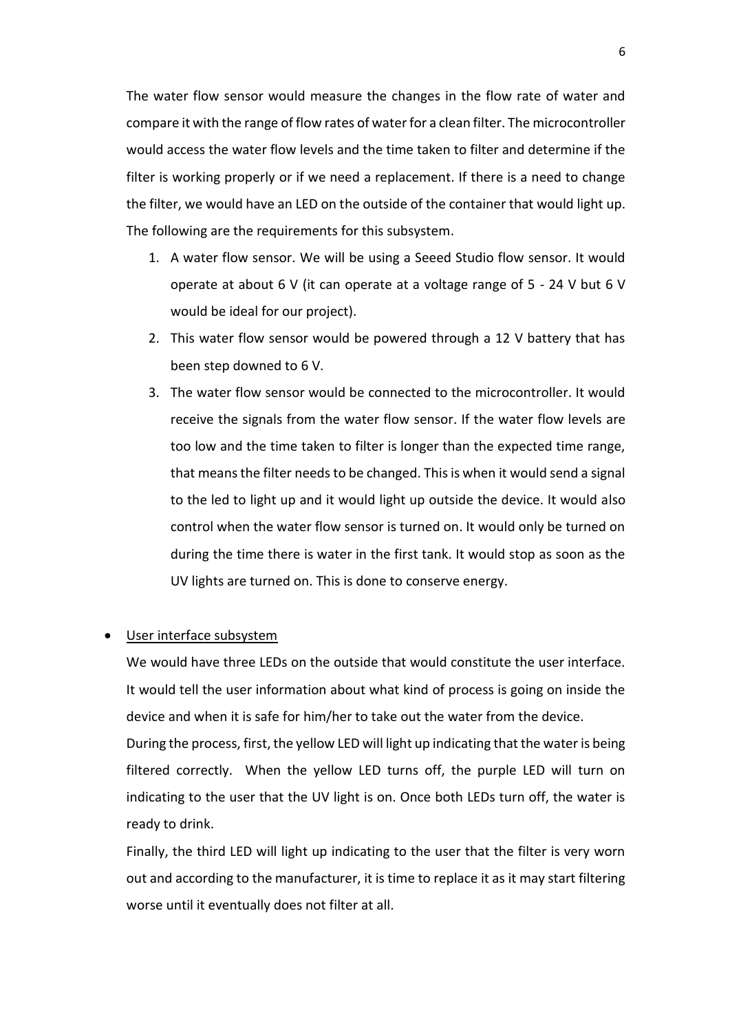The water flow sensor would measure the changes in the flow rate of water and compare it with the range of flow rates of water for a clean filter. The microcontroller would access the water flow levels and the time taken to filter and determine if the filter is working properly or if we need a replacement. If there is a need to change the filter, we would have an LED on the outside of the container that would light up. The following are the requirements for this subsystem.

1. A water flow sensor. We will be using a Seeed Studio flow sensor. It would operate at about 6 V (it can operate at a voltage range of 5 - 24 V but 6 V would be ideal for our project).
2. This water flow sensor would be powered through a 12 V battery that has been step downed to 6 V.
3. The water flow sensor would be connected to the microcontroller. It would receive the signals from the water flow sensor. If the water flow levels are too low and the time taken to filter is longer than the expected time range, that means the filter needs to be changed. This is when it would send a signal to the led to light up and it would light up outside the device. It would also control when the water flow sensor is turned on. It would only be turned on during the time there is water in the first tank. It would stop as soon as the UV lights are turned on. This is done to conserve energy.

- <u>User interface subsystem</u>

  We would have three LEDs on the outside that would constitute the user interface. It would tell the user information about what kind of process is going on inside the device and when it is safe for him/her to take out the water from the device.

  During the process, first, the yellow LED will light up indicating that the water is being filtered correctly. When the yellow LED turns off, the purple LED will turn on indicating to the user that the UV light is on. Once both LEDs turn off, the water is ready to drink.

  Finally, the third LED will light up indicating to the user that the filter is very worn out and according to the manufacturer, it is time to replace it as it may start filtering worse until it eventually does not filter at all.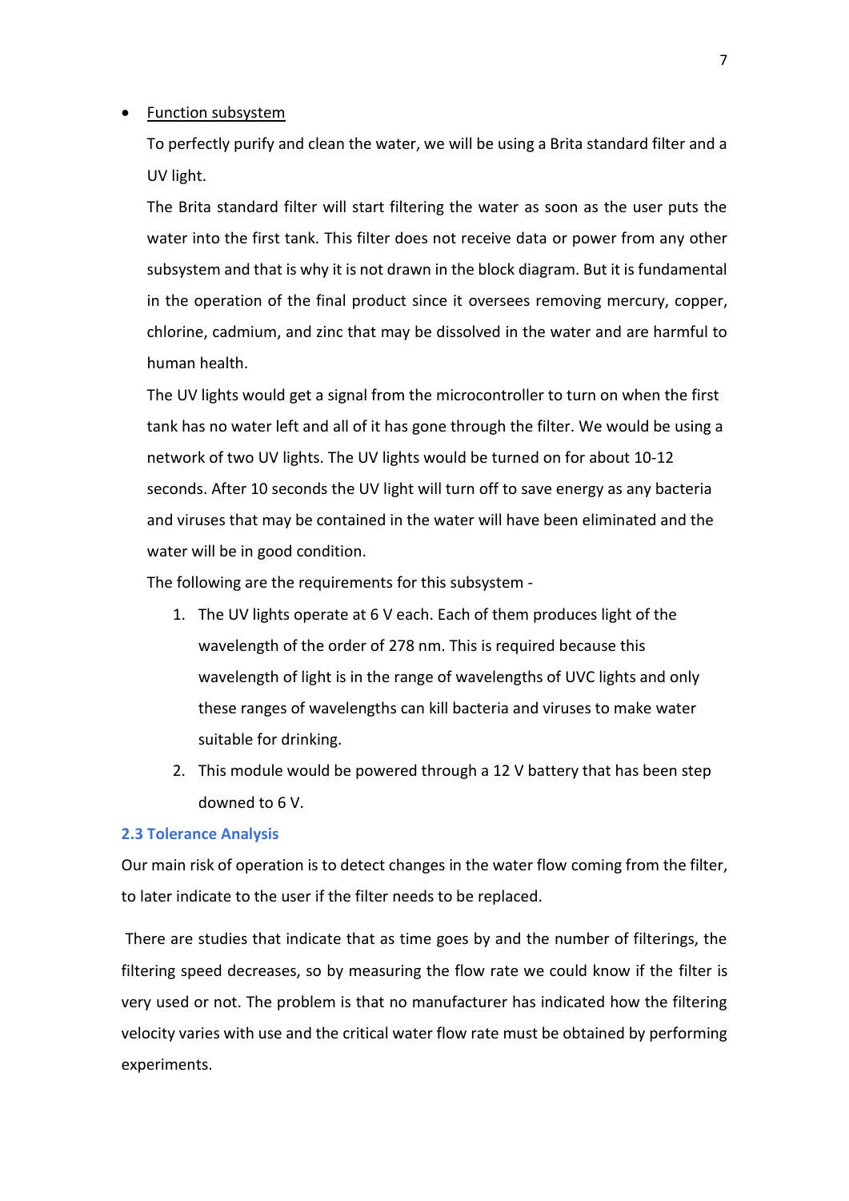- <u>Function subsystem</u>

  To perfectly purify and clean the water, we will be using a Brita standard filter and a UV light.

  The Brita standard filter will start filtering the water as soon as the user puts the water into the first tank. This filter does not receive data or power from any other subsystem and that is why it is not drawn in the block diagram. But it is fundamental in the operation of the final product since it oversees removing mercury, copper, chlorine, cadmium, and zinc that may be dissolved in the water and are harmful to human health.

  The UV lights would get a signal from the microcontroller to turn on when the first tank has no water left and all of it has gone through the filter. We would be using a network of two UV lights. The UV lights would be turned on for about 10-12 seconds. After 10 seconds the UV light will turn off to save energy as any bacteria and viruses that may be contained in the water will have been eliminated and the water will be in good condition.

  The following are the requirements for this subsystem -

  1. The UV lights operate at 6 V each. Each of them produces light of the wavelength of the order of 278 nm. This is required because this wavelength of light is in the range of wavelengths of UVC lights and only these ranges of wavelengths can kill bacteria and viruses to make water suitable for drinking.
  2. This module would be powered through a 12 V battery that has been step downed to 6 V.

### 2.3 Tolerance Analysis

Our main risk of operation is to detect changes in the water flow coming from the filter, to later indicate to the user if the filter needs to be replaced.

There are studies that indicate that as time goes by and the number of filterings, the filtering speed decreases, so by measuring the flow rate we could know if the filter is very used or not. The problem is that no manufacturer has indicated how the filtering velocity varies with use and the critical water flow rate must be obtained by performing experiments.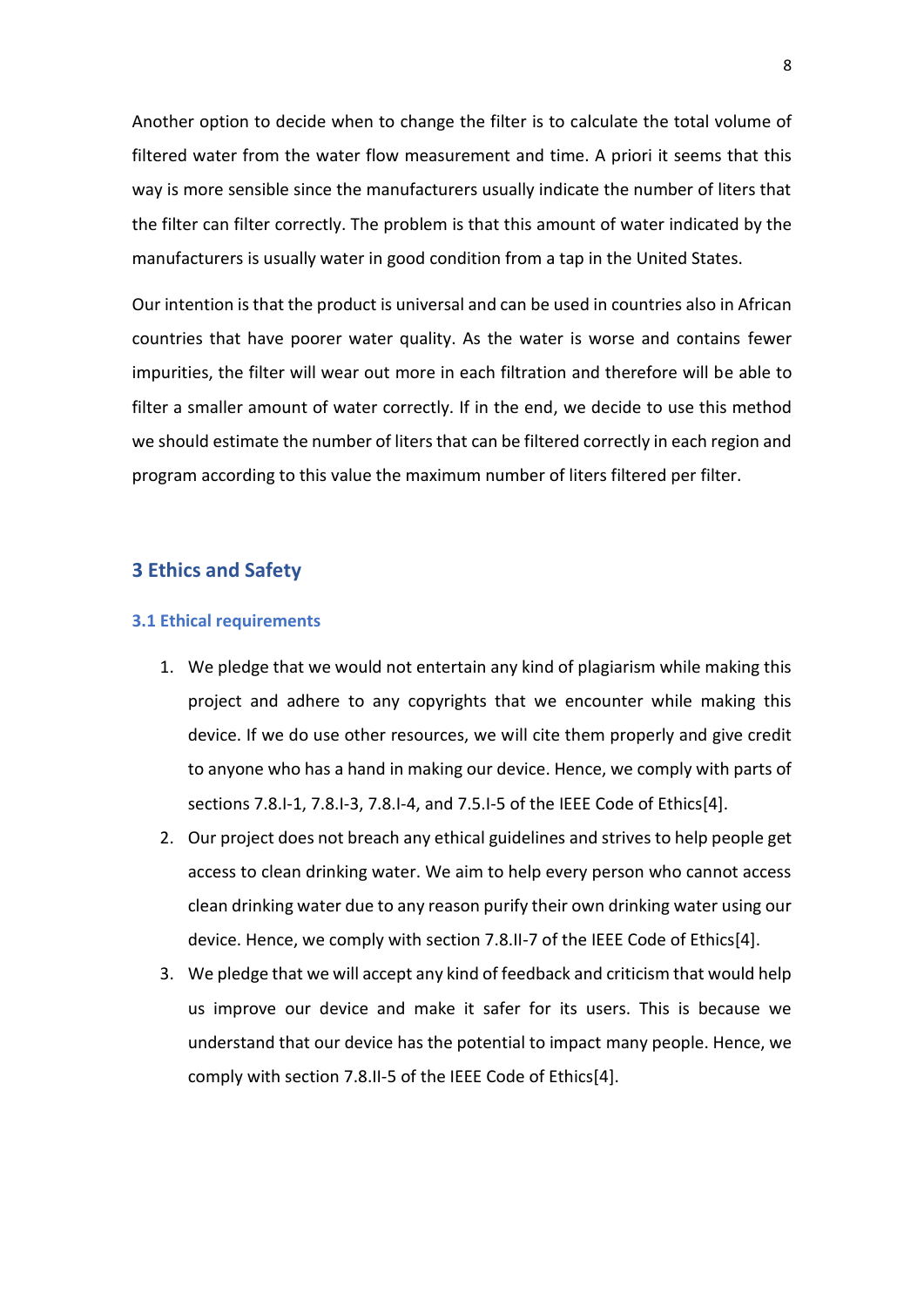Another option to decide when to change the filter is to calculate the total volume of filtered water from the water flow measurement and time. A priori it seems that this way is more sensible since the manufacturers usually indicate the number of liters that the filter can filter correctly. The problem is that this amount of water indicated by the manufacturers is usually water in good condition from a tap in the United States.

Our intention is that the product is universal and can be used in countries also in African countries that have poorer water quality. As the water is worse and contains fewer impurities, the filter will wear out more in each filtration and therefore will be able to filter a smaller amount of water correctly. If in the end, we decide to use this method we should estimate the number of liters that can be filtered correctly in each region and program according to this value the maximum number of liters filtered per filter.

## 3 Ethics and Safety

### 3.1 Ethical requirements

1. We pledge that we would not entertain any kind of plagiarism while making this project and adhere to any copyrights that we encounter while making this device. If we do use other resources, we will cite them properly and give credit to anyone who has a hand in making our device. Hence, we comply with parts of sections 7.8.I-1, 7.8.I-3, 7.8.I-4, and 7.5.I-5 of the IEEE Code of Ethics[4].
2. Our project does not breach any ethical guidelines and strives to help people get access to clean drinking water. We aim to help every person who cannot access clean drinking water due to any reason purify their own drinking water using our device. Hence, we comply with section 7.8.II-7 of the IEEE Code of Ethics[4].
3. We pledge that we will accept any kind of feedback and criticism that would help us improve our device and make it safer for its users. This is because we understand that our device has the potential to impact many people. Hence, we comply with section 7.8.II-5 of the IEEE Code of Ethics[4].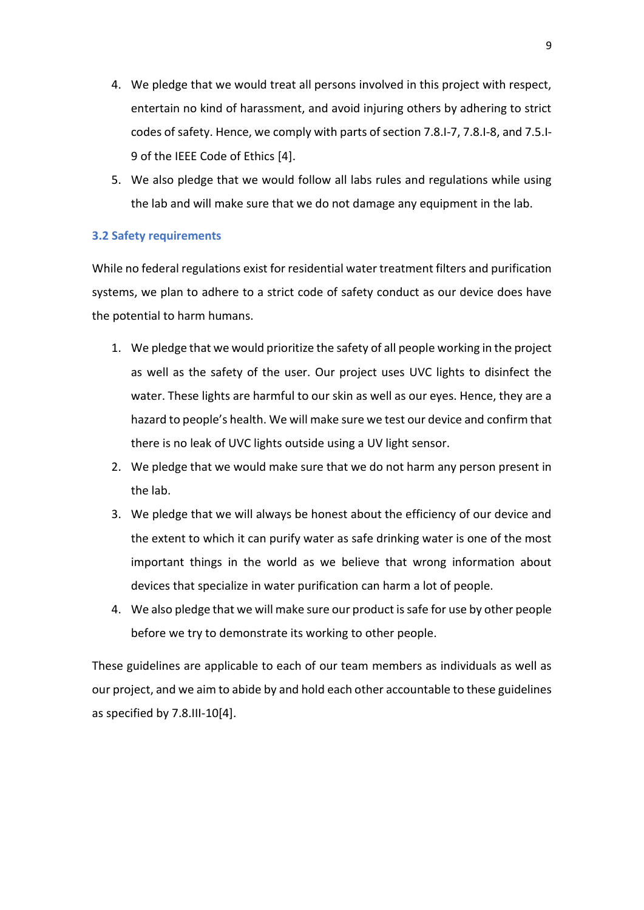4. We pledge that we would treat all persons involved in this project with respect, entertain no kind of harassment, and avoid injuring others by adhering to strict codes of safety. Hence, we comply with parts of section 7.8.I-7, 7.8.I-8, and 7.5.I-9 of the IEEE Code of Ethics [4].
5. We also pledge that we would follow all labs rules and regulations while using the lab and will make sure that we do not damage any equipment in the lab.

### 3.2 Safety requirements

While no federal regulations exist for residential water treatment filters and purification systems, we plan to adhere to a strict code of safety conduct as our device does have the potential to harm humans.

1. We pledge that we would prioritize the safety of all people working in the project as well as the safety of the user. Our project uses UVC lights to disinfect the water. These lights are harmful to our skin as well as our eyes. Hence, they are a hazard to people's health. We will make sure we test our device and confirm that there is no leak of UVC lights outside using a UV light sensor.
2. We pledge that we would make sure that we do not harm any person present in the lab.
3. We pledge that we will always be honest about the efficiency of our device and the extent to which it can purify water as safe drinking water is one of the most important things in the world as we believe that wrong information about devices that specialize in water purification can harm a lot of people.
4. We also pledge that we will make sure our product is safe for use by other people before we try to demonstrate its working to other people.

These guidelines are applicable to each of our team members as individuals as well as our project, and we aim to abide by and hold each other accountable to these guidelines as specified by 7.8.III-10[4].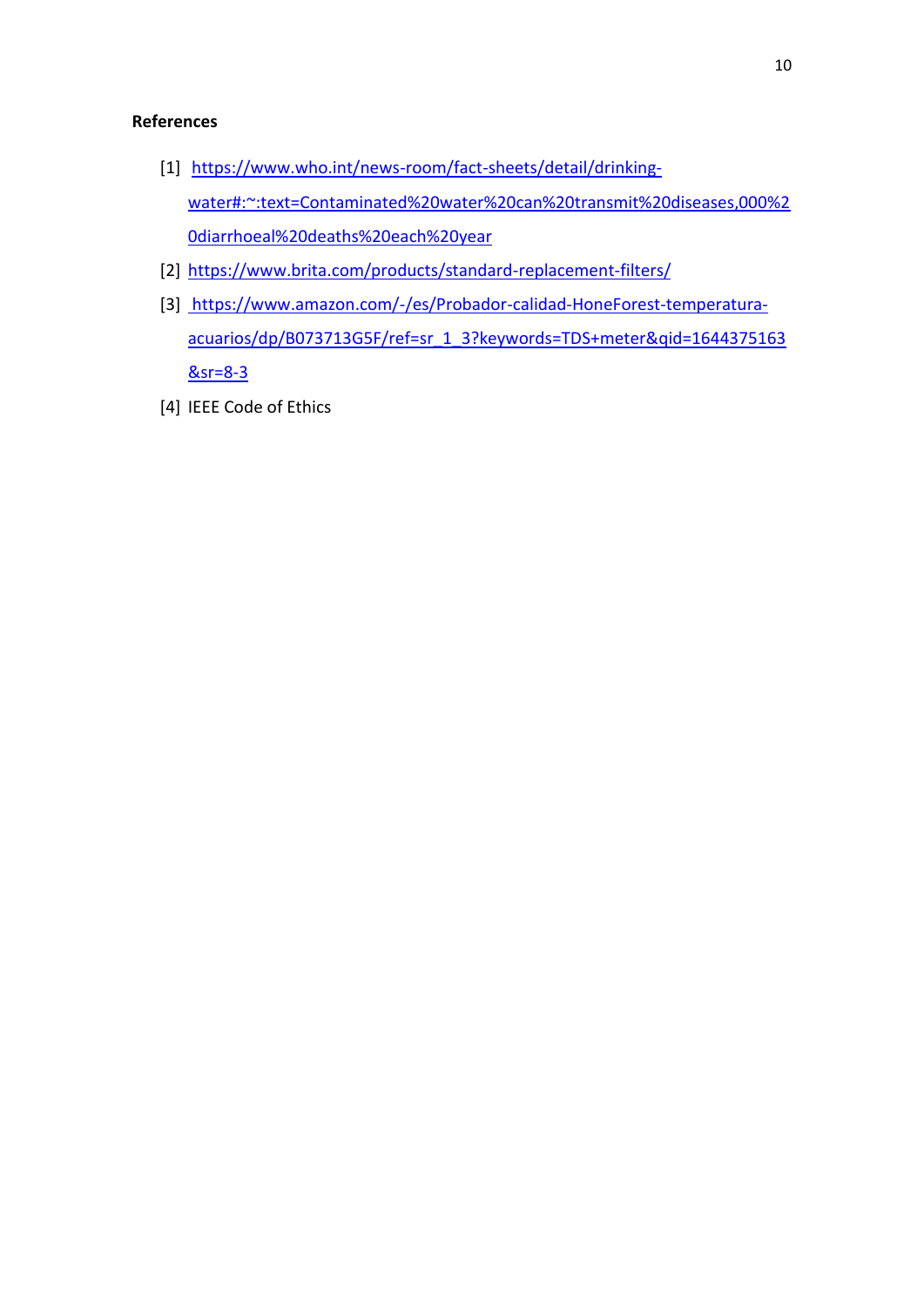**References**

[1] https://www.who.int/news-room/fact-sheets/detail/drinking-water#:~:text=Contaminated%20water%20can%20transmit%20diseases,000%20diarrhoeal%20deaths%20each%20year

[2] https://www.brita.com/products/standard-replacement-filters/

[3] https://www.amazon.com/-/es/Probador-calidad-HoneForest-temperatura-acuarios/dp/B073713G5F/ref=sr_1_3?keywords=TDS+meter&qid=1644375163&sr=8-3

[4] IEEE Code of Ethics